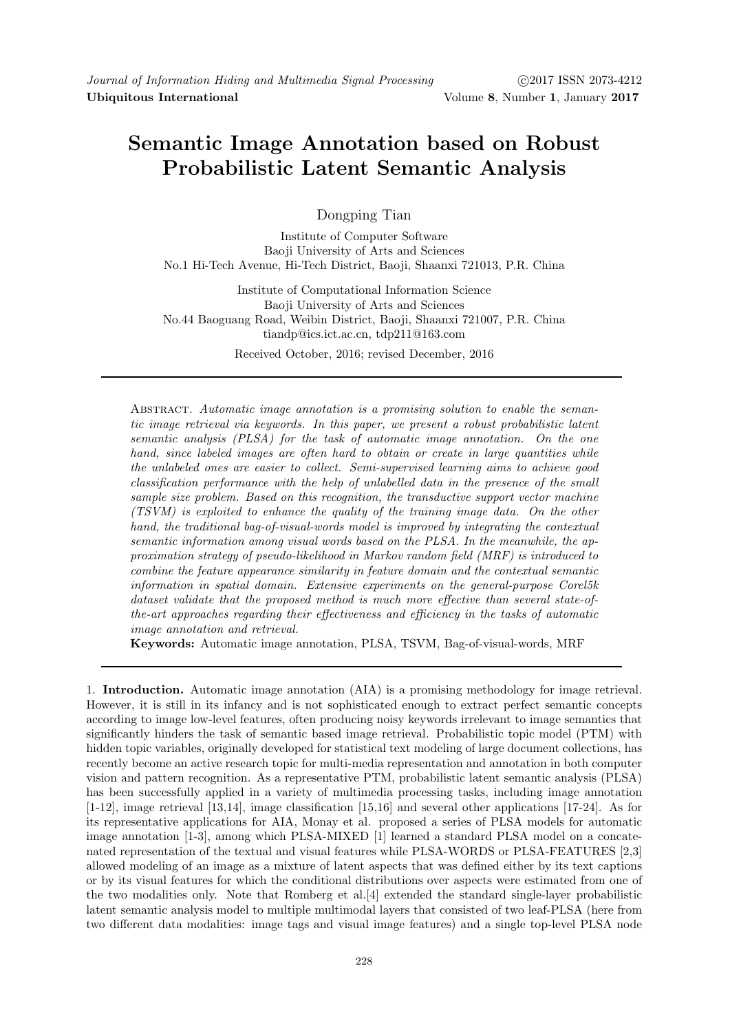# Semantic Image Annotation based on Robust Probabilistic Latent Semantic Analysis

Dongping Tian

Institute of Computer Software
Baoji University of Arts and Sciences
No.1 Hi-Tech Avenue, Hi-Tech District, Baoji, Shaanxi 721013, P.R. China

Institute of Computational Information Science
Baoji University of Arts and Sciences
No.44 Baoguang Road, Weibin District, Baoji, Shaanxi 721007, P.R. China
tiandp@ics.ict.ac.cn, tdp211@163.com

Received October, 2016; revised December, 2016

---

Abstract. *Automatic image annotation is a promising solution to enable the semantic image retrieval via keywords. In this paper, we present a robust probabilistic latent semantic analysis (PLSA) for the task of automatic image annotation. On the one hand, since labeled images are often hard to obtain or create in large quantities while the unlabeled ones are easier to collect. Semi-supervised learning aims to achieve good classification performance with the help of unlabelled data in the presence of the small sample size problem. Based on this recognition, the transductive support vector machine (TSVM) is exploited to enhance the quality of the training image data. On the other hand, the traditional bag-of-visual-words model is improved by integrating the contextual semantic information among visual words based on the PLSA. In the meanwhile, the approximation strategy of pseudo-likelihood in Markov random field (MRF) is introduced to combine the feature appearance similarity in feature domain and the contextual semantic information in spatial domain. Extensive experiments on the general-purpose Corel5k dataset validate that the proposed method is much more effective than several state-of-the-art approaches regarding their effectiveness and efficiency in the tasks of automatic image annotation and retrieval.*

**Keywords:** Automatic image annotation, PLSA, TSVM, Bag-of-visual-words, MRF

---

1. **Introduction.** Automatic image annotation (AIA) is a promising methodology for image retrieval. However, it is still in its infancy and is not sophisticated enough to extract perfect semantic concepts according to image low-level features, often producing noisy keywords irrelevant to image semantics that significantly hinders the task of semantic based image retrieval. Probabilistic topic model (PTM) with hidden topic variables, originally developed for statistical text modeling of large document collections, has recently become an active research topic for multi-media representation and annotation in both computer vision and pattern recognition. As a representative PTM, probabilistic latent semantic analysis (PLSA) has been successfully applied in a variety of multimedia processing tasks, including image annotation [1-12], image retrieval [13,14], image classification [15,16] and several other applications [17-24]. As for its representative applications for AIA, Monay et al. proposed a series of PLSA models for automatic image annotation [1-3], among which PLSA-MIXED [1] learned a standard PLSA model on a concatenated representation of the textual and visual features while PLSA-WORDS or PLSA-FEATURES [2,3] allowed modeling of an image as a mixture of latent aspects that was defined either by its text captions or by its visual features for which the conditional distributions over aspects were estimated from one of the two modalities only. Note that Romberg et al.[4] extended the standard single-layer probabilistic latent semantic analysis model to multiple multimodal layers that consisted of two leaf-PLSA (here from two different data modalities: image tags and visual image features) and a single top-level PLSA node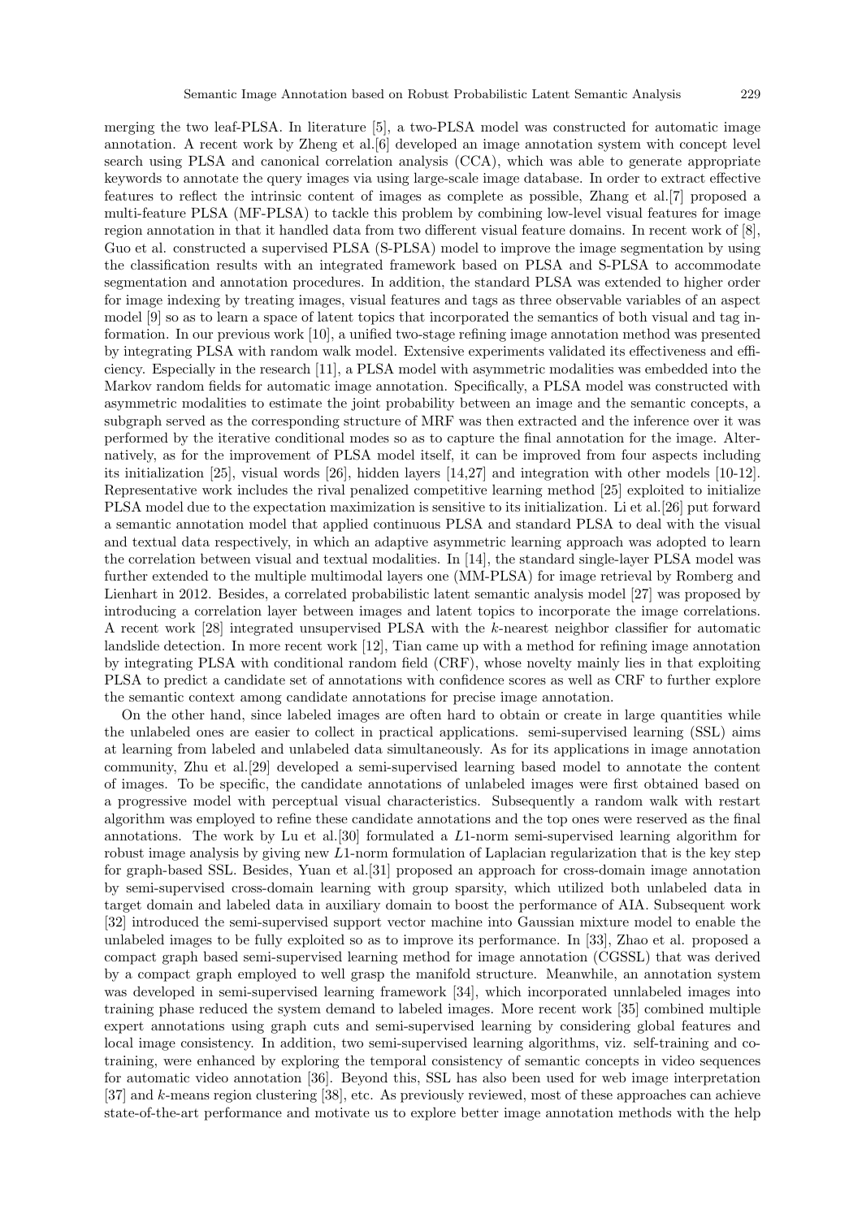merging the two leaf-PLSA. In literature [5], a two-PLSA model was constructed for automatic image annotation. A recent work by Zheng et al.[6] developed an image annotation system with concept level search using PLSA and canonical correlation analysis (CCA), which was able to generate appropriate keywords to annotate the query images via using large-scale image database. In order to extract effective features to reflect the intrinsic content of images as complete as possible, Zhang et al.[7] proposed a multi-feature PLSA (MF-PLSA) to tackle this problem by combining low-level visual features for image region annotation in that it handled data from two different visual feature domains. In recent work of [8], Guo et al. constructed a supervised PLSA (S-PLSA) model to improve the image segmentation by using the classification results with an integrated framework based on PLSA and S-PLSA to accommodate segmentation and annotation procedures. In addition, the standard PLSA was extended to higher order for image indexing by treating images, visual features and tags as three observable variables of an aspect model [9] so as to learn a space of latent topics that incorporated the semantics of both visual and tag information. In our previous work [10], a unified two-stage refining image annotation method was presented by integrating PLSA with random walk model. Extensive experiments validated its effectiveness and efficiency. Especially in the research [11], a PLSA model with asymmetric modalities was embedded into the Markov random fields for automatic image annotation. Specifically, a PLSA model was constructed with asymmetric modalities to estimate the joint probability between an image and the semantic concepts, a subgraph served as the corresponding structure of MRF was then extracted and the inference over it was performed by the iterative conditional modes so as to capture the final annotation for the image. Alternatively, as for the improvement of PLSA model itself, it can be improved from four aspects including its initialization [25], visual words [26], hidden layers [14,27] and integration with other models [10-12]. Representative work includes the rival penalized competitive learning method [25] exploited to initialize PLSA model due to the expectation maximization is sensitive to its initialization. Li et al.[26] put forward a semantic annotation model that applied continuous PLSA and standard PLSA to deal with the visual and textual data respectively, in which an adaptive asymmetric learning approach was adopted to learn the correlation between visual and textual modalities. In [14], the standard single-layer PLSA model was further extended to the multiple multimodal layers one (MM-PLSA) for image retrieval by Romberg and Lienhart in 2012. Besides, a correlated probabilistic latent semantic analysis model [27] was proposed by introducing a correlation layer between images and latent topics to incorporate the image correlations. A recent work [28] integrated unsupervised PLSA with the $k$-nearest neighbor classifier for automatic landslide detection. In more recent work [12], Tian came up with a method for refining image annotation by integrating PLSA with conditional random field (CRF), whose novelty mainly lies in that exploiting PLSA to predict a candidate set of annotations with confidence scores as well as CRF to further explore the semantic context among candidate annotations for precise image annotation.

On the other hand, since labeled images are often hard to obtain or create in large quantities while the unlabeled ones are easier to collect in practical applications. semi-supervised learning (SSL) aims at learning from labeled and unlabeled data simultaneously. As for its applications in image annotation community, Zhu et al.[29] developed a semi-supervised learning based model to annotate the content of images. To be specific, the candidate annotations of unlabeled images were first obtained based on a progressive model with perceptual visual characteristics. Subsequently a random walk with restart algorithm was employed to refine these candidate annotations and the top ones were reserved as the final annotations. The work by Lu et al.[30] formulated a $L1$-norm semi-supervised learning algorithm for robust image analysis by giving new $L1$-norm formulation of Laplacian regularization that is the key step for graph-based SSL. Besides, Yuan et al.[31] proposed an approach for cross-domain image annotation by semi-supervised cross-domain learning with group sparsity, which utilized both unlabeled data in target domain and labeled data in auxiliary domain to boost the performance of AIA. Subsequent work [32] introduced the semi-supervised support vector machine into Gaussian mixture model to enable the unlabeled images to be fully exploited so as to improve its performance. In [33], Zhao et al. proposed a compact graph based semi-supervised learning method for image annotation (CGSSL) that was derived by a compact graph employed to well grasp the manifold structure. Meanwhile, an annotation system was developed in semi-supervised learning framework [34], which incorporated unnlabeled images into training phase reduced the system demand to labeled images. More recent work [35] combined multiple expert annotations using graph cuts and semi-supervised learning by considering global features and local image consistency. In addition, two semi-supervised learning algorithms, viz. self-training and co-training, were enhanced by exploring the temporal consistency of semantic concepts in video sequences for automatic video annotation [36]. Beyond this, SSL has also been used for web image interpretation [37] and $k$-means region clustering [38], etc. As previously reviewed, most of these approaches can achieve state-of-the-art performance and motivate us to explore better image annotation methods with the help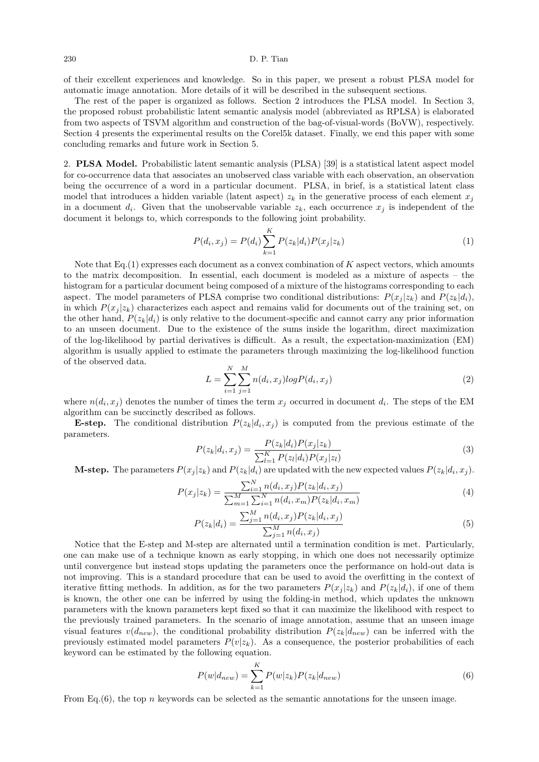of their excellent experiences and knowledge. So in this paper, we present a robust PLSA model for automatic image annotation. More details of it will be described in the subsequent sections.

The rest of the paper is organized as follows. Section 2 introduces the PLSA model. In Section 3, the proposed robust probabilistic latent semantic analysis model (abbreviated as RPLSA) is elaborated from two aspects of TSVM algorithm and construction of the bag-of-visual-words (BoVW), respectively. Section 4 presents the experimental results on the Corel5k dataset. Finally, we end this paper with some concluding remarks and future work in Section 5.

## 2. PLSA Model.

Probabilistic latent semantic analysis (PLSA) [39] is a statistical latent aspect model for co-occurrence data that associates an unobserved class variable with each observation, an observation being the occurrence of a word in a particular document. PLSA, in brief, is a statistical latent class model that introduces a hidden variable (latent aspect) $z_k$ in the generative process of each element $x_j$ in a document $d_i$. Given that the unobservable variable $z_k$, each occurrence $x_j$ is independent of the document it belongs to, which corresponds to the following joint probability.

$$P(d_i, x_j) = P(d_i) \sum_{k=1}^{K} P(z_k|d_i) P(x_j|z_k) \tag{1}$$

Note that Eq.(1) expresses each document as a convex combination of $K$ aspect vectors, which amounts to the matrix decomposition. In essential, each document is modeled as a mixture of aspects – the histogram for a particular document being composed of a mixture of the histograms corresponding to each aspect. The model parameters of PLSA comprise two conditional distributions: $P(x_j|z_k)$ and $P(z_k|d_i)$, in which $P(x_j|z_k)$ characterizes each aspect and remains valid for documents out of the training set, on the other hand, $P(z_k|d_i)$ is only relative to the document-specific and cannot carry any prior information to an unseen document. Due to the existence of the sums inside the logarithm, direct maximization of the log-likelihood by partial derivatives is difficult. As a result, the expectation-maximization (EM) algorithm is usually applied to estimate the parameters through maximizing the log-likelihood function of the observed data.

$$L = \sum_{i=1}^{N} \sum_{j=1}^{M} n(d_i, x_j) log P(d_i, x_j) \tag{2}$$

where $n(d_i, x_j)$ denotes the number of times the term $x_j$ occurred in document $d_i$. The steps of the EM algorithm can be succinctly described as follows.

**E-step.** The conditional distribution $P(z_k|d_i, x_j)$ is computed from the previous estimate of the parameters.

$$P(z_k|d_i, x_j) = \frac{P(z_k|d_i) P(x_j|z_k)}{\sum_{l=1}^{K} P(z_l|d_i) P(x_j|z_l)} \tag{3}$$

**M-step.** The parameters $P(x_j|z_k)$ and $P(z_k|d_i)$ are updated with the new expected values $P(z_k|d_i, x_j)$.

$$P(x_j|z_k) = \frac{\sum_{i=1}^{N} n(d_i, x_j) P(z_k|d_i, x_j)}{\sum_{m=1}^{M} \sum_{i=1}^{N} n(d_i, x_m) P(z_k|d_i, x_m)} \tag{4}$$

$$P(z_k|d_i) = \frac{\sum_{j=1}^{M} n(d_i, x_j) P(z_k|d_i, x_j)}{\sum_{j=1}^{M} n(d_i, x_j)} \tag{5}$$

Notice that the E-step and M-step are alternated until a termination condition is met. Particularly, one can make use of a technique known as early stopping, in which one does not necessarily optimize until convergence but instead stops updating the parameters once the performance on hold-out data is not improving. This is a standard procedure that can be used to avoid the overfitting in the context of iterative fitting methods. In addition, as for the two parameters $P(x_j|z_k)$ and $P(z_k|d_i)$, if one of them is known, the other one can be inferred by using the folding-in method, which updates the unknown parameters with the known parameters kept fixed so that it can maximize the likelihood with respect to the previously trained parameters. In the scenario of image annotation, assume that an unseen image visual features $v(d_{new})$, the conditional probability distribution $P(z_k|d_{new})$ can be inferred with the previously estimated model parameters $P(v|z_k)$. As a consequence, the posterior probabilities of each keyword can be estimated by the following equation.

$$P(w|d_{new}) = \sum_{k=1}^{K} P(w|z_k) P(z_k|d_{new}) \tag{6}$$

From Eq.(6), the top $n$ keywords can be selected as the semantic annotations for the unseen image.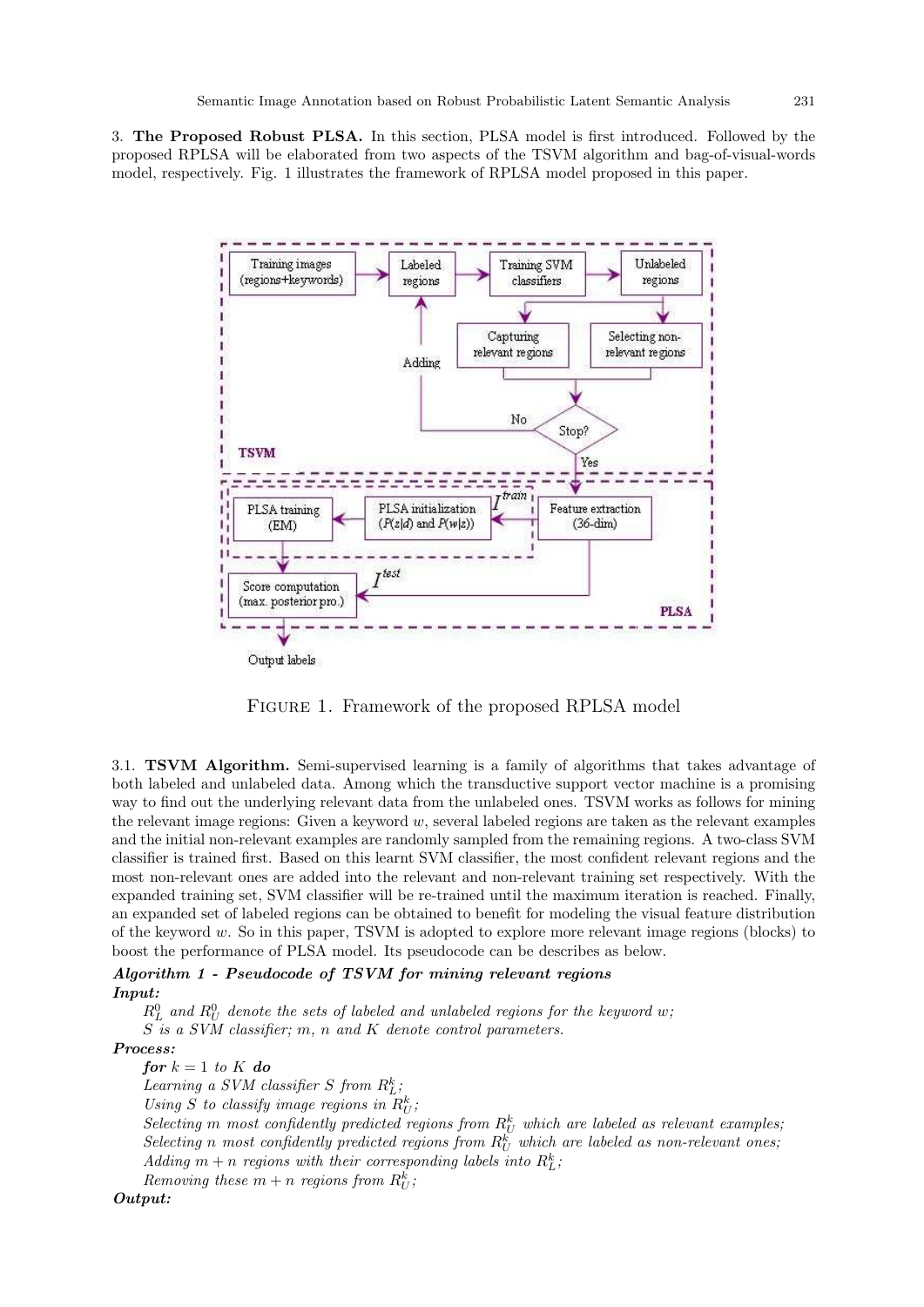3. **The Proposed Robust PLSA.** In this section, PLSA model is first introduced. Followed by the proposed RPLSA will be elaborated from two aspects of the TSVM algorithm and bag-of-visual-words model, respectively. Fig. 1 illustrates the framework of RPLSA model proposed in this paper.

Figure 1. Framework of the proposed RPLSA model

3.1. **TSVM Algorithm.** Semi-supervised learning is a family of algorithms that takes advantage of both labeled and unlabeled data. Among which the transductive support vector machine is a promising way to find out the underlying relevant data from the unlabeled ones. TSVM works as follows for mining the relevant image regions: Given a keyword $w$, several labeled regions are taken as the relevant examples and the initial non-relevant examples are randomly sampled from the remaining regions. A two-class SVM classifier is trained first. Based on this learnt SVM classifier, the most confident relevant regions and the most non-relevant ones are added into the relevant and non-relevant training set respectively. With the expanded training set, SVM classifier will be re-trained until the maximum iteration is reached. Finally, an expanded set of labeled regions can be obtained to benefit for modeling the visual feature distribution of the keyword $w$. So in this paper, TSVM is adopted to explore more relevant image regions (blocks) to boost the performance of PLSA model. Its pseudocode can be describes as below.

***Algorithm 1 - Pseudocode of TSVM for mining relevant regions***

***Input:***

*$R_L^0$ and $R_U^0$ denote the sets of labeled and unlabeled regions for the keyword $w$;*
*$S$ is a SVM classifier; $m$, $n$ and $K$ denote control parameters.*

***Process:***

***for** $k = 1$ to $K$ **do***
*Learning a SVM classifier $S$ from $R_L^k$;*
*Using $S$ to classify image regions in $R_U^k$;*
*Selecting $m$ most confidently predicted regions from $R_U^k$ which are labeled as relevant examples;*
*Selecting $n$ most confidently predicted regions from $R_U^k$ which are labeled as non-relevant ones;*
*Adding $m + n$ regions with their corresponding labels into $R_L^k$;*
*Removing these $m + n$ regions from $R_U^k$;*

***Output:***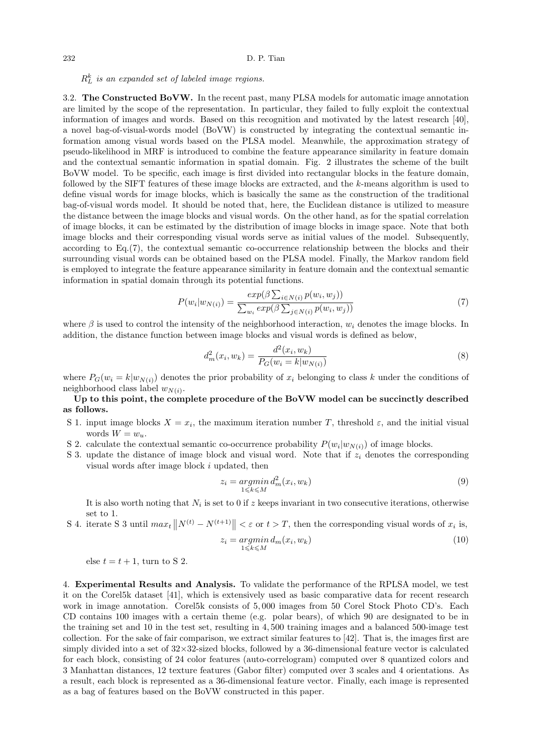$R_L^k$ *is an expanded set of labeled image regions.*

3.2. **The Constructed BoVW.** In the recent past, many PLSA models for automatic image annotation are limited by the scope of the representation. In particular, they failed to fully exploit the contextual information of images and words. Based on this recognition and motivated by the latest research [40], a novel bag-of-visual-words model (BoVW) is constructed by integrating the contextual semantic information among visual words based on the PLSA model. Meanwhile, the approximation strategy of pseudo-likelihood in MRF is introduced to combine the feature appearance similarity in feature domain and the contextual semantic information in spatial domain. Fig. 2 illustrates the scheme of the built BoVW model. To be specific, each image is first divided into rectangular blocks in the feature domain, followed by the SIFT features of these image blocks are extracted, and the $k$-means algorithm is used to define visual words for image blocks, which is basically the same as the construction of the traditional bag-of-visual words model. It should be noted that, here, the Euclidean distance is utilized to measure the distance between the image blocks and visual words. On the other hand, as for the spatial correlation of image blocks, it can be estimated by the distribution of image blocks in image space. Note that both image blocks and their corresponding visual words serve as initial values of the model. Subsequently, according to Eq.(7), the contextual semantic co-occurrence relationship between the blocks and their surrounding visual words can be obtained based on the PLSA model. Finally, the Markov random field is employed to integrate the feature appearance similarity in feature domain and the contextual semantic information in spatial domain through its potential functions.

$$P(w_i|w_{N(i)}) = \frac{exp(\beta \sum_{i \in N(i)} p(w_i, w_j))}{\sum_{w_i} exp(\beta \sum_{j \in N(i)} p(w_i, w_j))} \tag{7}$$

where $\beta$ is used to control the intensity of the neighborhood interaction, $w_i$ denotes the image blocks. In addition, the distance function between image blocks and visual words is defined as below,

$$d_m^2(x_i, w_k) = \frac{d^2(x_i, w_k)}{P_G(w_i = k|w_{N(i)})} \tag{8}$$

where $P_G(w_i = k|w_{N(i)})$ denotes the prior probability of $x_i$ belonging to class $k$ under the conditions of neighborhood class label $w_{N(i)}$.

**Up to this point, the complete procedure of the BoVW model can be succinctly described as follows.**

S 1. input image blocks $X = x_i$, the maximum iteration number $T$, threshold $\varepsilon$, and the initial visual words $W = w_u$.

S 2. calculate the contextual semantic co-occurrence probability $P(w_i|w_{N(i)})$ of image blocks.

S 3. update the distance of image block and visual word. Note that if $z_i$ denotes the corresponding visual words after image block $i$ updated, then

$$z_i = \underset{1 \leqslant k \leqslant M}{argmin}\, d_m^2(x_i, w_k) \tag{9}$$

It is also worth noting that $N_i$ is set to 0 if $z$ keeps invariant in two consecutive iterations, otherwise set to 1.

S 4. iterate S 3 until $max_t \left\| N^{(t)} - N^{(t+1)} \right\| < \varepsilon$ or $t > T$, then the corresponding visual words of $x_i$ is,

$$z_i = \underset{1 \leqslant k \leqslant M}{argmin}\, d_m(x_i, w_k) \tag{10}$$

else $t = t + 1$, turn to S 2.

4. **Experimental Results and Analysis.** To validate the performance of the RPLSA model, we test it on the Corel5k dataset [41], which is extensively used as basic comparative data for recent research work in image annotation. Corel5k consists of 5,000 images from 50 Corel Stock Photo CD's. Each CD contains 100 images with a certain theme (e.g. polar bears), of which 90 are designated to be in the training set and 10 in the test set, resulting in 4,500 training images and a balanced 500-image test collection. For the sake of fair comparison, we extract similar features to [42]. That is, the images first are simply divided into a set of 32×32-sized blocks, followed by a 36-dimensional feature vector is calculated for each block, consisting of 24 color features (auto-correlogram) computed over 8 quantized colors and 3 Manhattan distances, 12 texture features (Gabor filter) computed over 3 scales and 4 orientations. As a result, each block is represented as a 36-dimensional feature vector. Finally, each image is represented as a bag of features based on the BoVW constructed in this paper.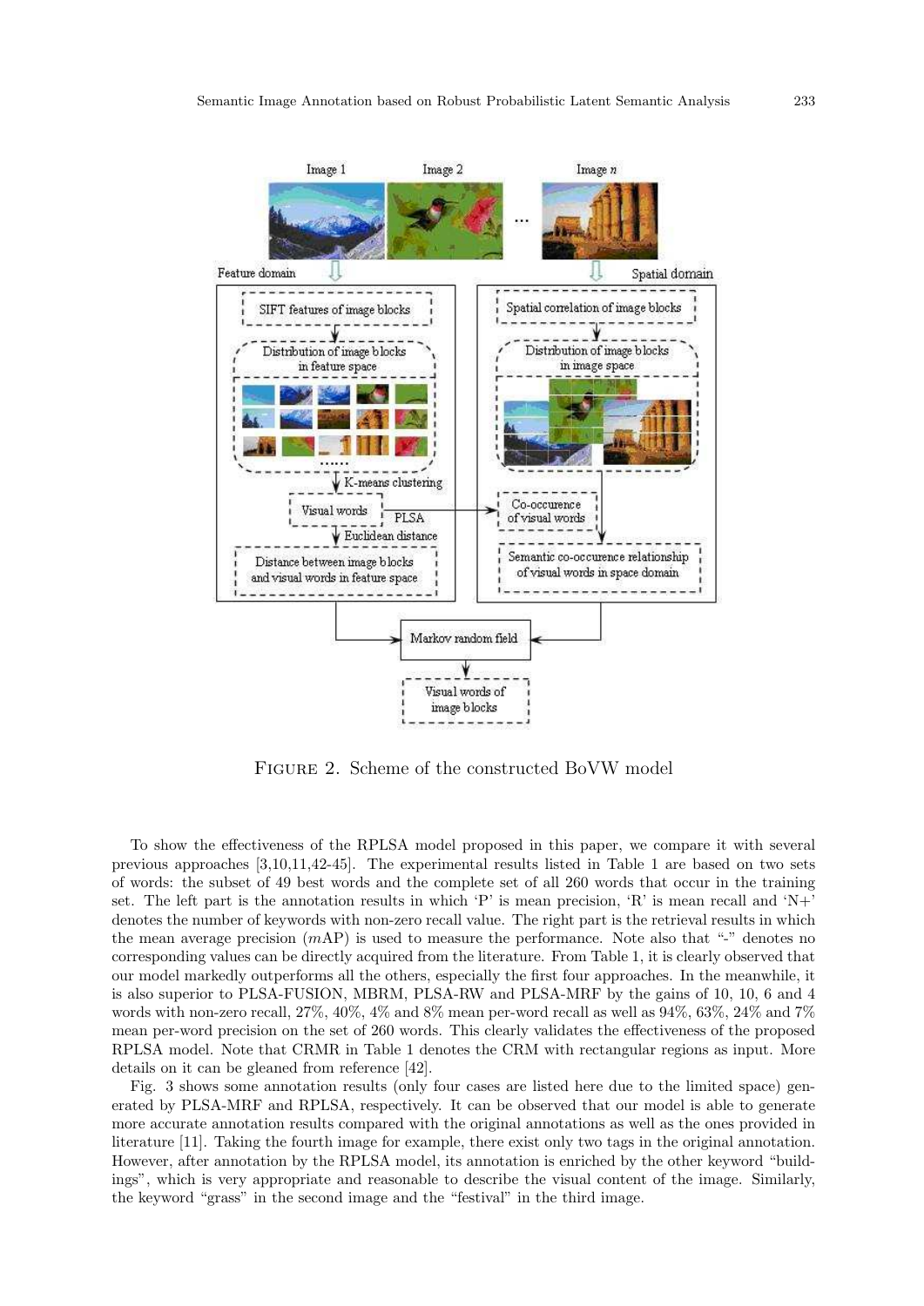FIGURE 2. Scheme of the constructed BoVW model

To show the effectiveness of the RPLSA model proposed in this paper, we compare it with several previous approaches [3,10,11,42-45]. The experimental results listed in Table 1 are based on two sets of words: the subset of 49 best words and the complete set of all 260 words that occur in the training set. The left part is the annotation results in which 'P' is mean precision, 'R' is mean recall and 'N+' denotes the number of keywords with non-zero recall value. The right part is the retrieval results in which the mean average precision ($m$AP) is used to measure the performance. Note also that "-" denotes no corresponding values can be directly acquired from the literature. From Table 1, it is clearly observed that our model markedly outperforms all the others, especially the first four approaches. In the meanwhile, it is also superior to PLSA-FUSION, MBRM, PLSA-RW and PLSA-MRF by the gains of 10, 10, 6 and 4 words with non-zero recall, 27%, 40%, 4% and 8% mean per-word recall as well as 94%, 63%, 24% and 7% mean per-word precision on the set of 260 words. This clearly validates the effectiveness of the proposed RPLSA model. Note that CRMR in Table 1 denotes the CRM with rectangular regions as input. More details on it can be gleaned from reference [42].

Fig. 3 shows some annotation results (only four cases are listed here due to the limited space) generated by PLSA-MRF and RPLSA, respectively. It can be observed that our model is able to generate more accurate annotation results compared with the original annotations as well as the ones provided in literature [11]. Taking the fourth image for example, there exist only two tags in the original annotation. However, after annotation by the RPLSA model, its annotation is enriched by the other keyword "buildings", which is very appropriate and reasonable to describe the visual content of the image. Similarly, the keyword "grass" in the second image and the "festival" in the third image.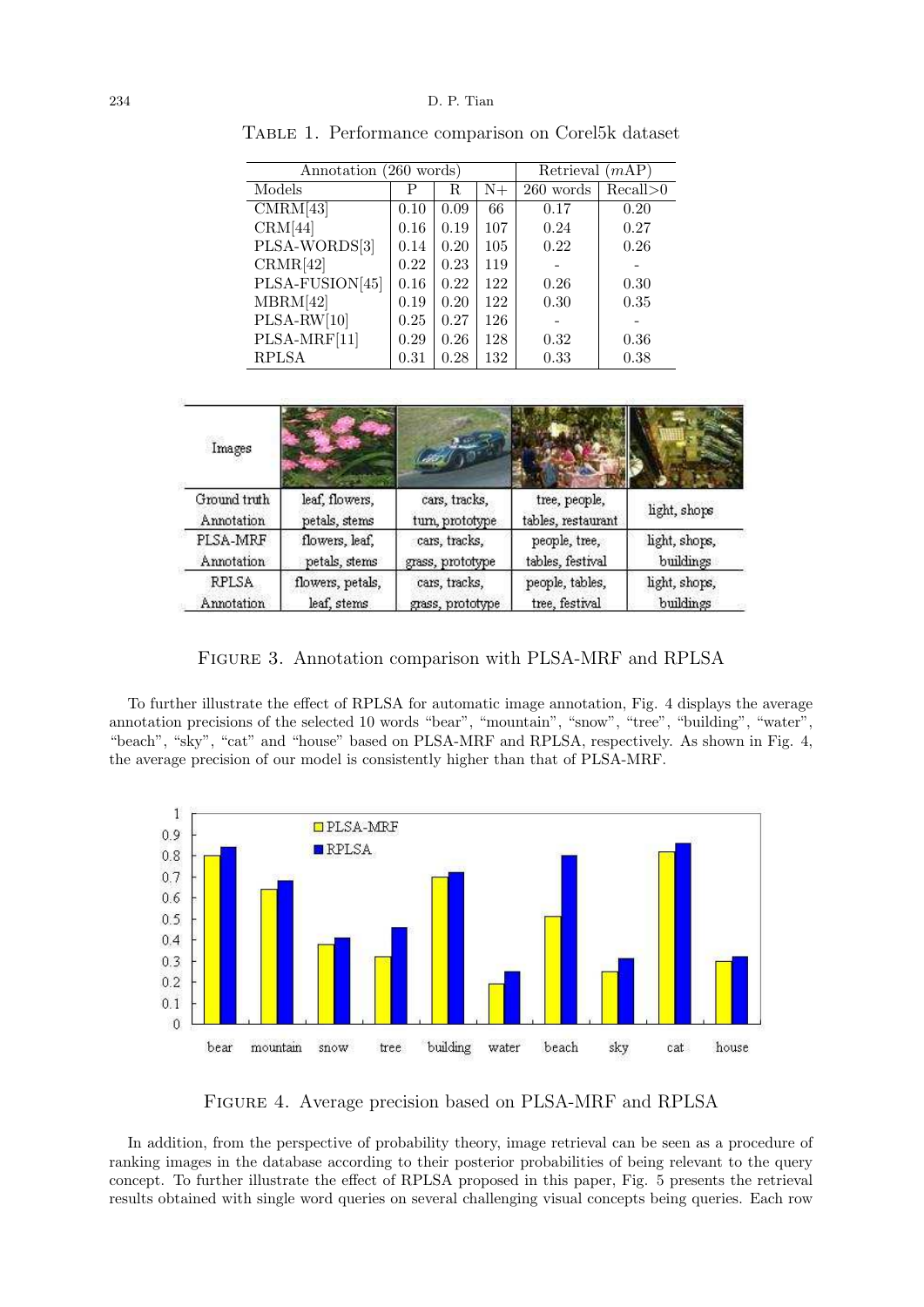Table 1. Performance comparison on Corel5k dataset

| Annotation (260 words) | | | | Retrieval ($m$AP) | |
|---|---|---|---|---|---|
| Models | P | R | N+ | 260 words | Recall>0 |
| CMRM[43] | 0.10 | 0.09 | 66 | 0.17 | 0.20 |
| CRM[44] | 0.16 | 0.19 | 107 | 0.24 | 0.27 |
| PLSA-WORDS[3] | 0.14 | 0.20 | 105 | 0.22 | 0.26 |
| CRMR[42] | 0.22 | 0.23 | 119 | - | - |
| PLSA-FUSION[45] | 0.16 | 0.22 | 122 | 0.26 | 0.30 |
| MBRM[42] | 0.19 | 0.20 | 122 | 0.30 | 0.35 |
| PLSA-RW[10] | 0.25 | 0.27 | 126 | - | - |
| PLSA-MRF[11] | 0.29 | 0.26 | 128 | 0.32 | 0.36 |
| RPLSA | 0.31 | 0.28 | 132 | 0.33 | 0.38 |

| Images | | | | |
|---|---|---|---|---|
| Ground truth Annotation | leaf, flowers, petals, stems | cars, tracks, turn, prototype | tree, people, tables, restaurant | light, shops |
| PLSA-MRF Annotation | flowers, leaf, petals, stems | cars, tracks, grass, prototype | people, tree, tables, festival | light, shops, buildings |
| RPLSA Annotation | flowers, petals, leaf, stems | cars, tracks, grass, prototype | people, tables, tree, festival | light, shops, buildings |

Figure 3. Annotation comparison with PLSA-MRF and RPLSA

To further illustrate the effect of RPLSA for automatic image annotation, Fig. 4 displays the average annotation precisions of the selected 10 words "bear", "mountain", "snow", "tree", "building", "water", "beach", "sky", "cat" and "house" based on PLSA-MRF and RPLSA, respectively. As shown in Fig. 4, the average precision of our model is consistently higher than that of PLSA-MRF.

Figure 4. Average precision based on PLSA-MRF and RPLSA

In addition, from the perspective of probability theory, image retrieval can be seen as a procedure of ranking images in the database according to their posterior probabilities of being relevant to the query concept. To further illustrate the effect of RPLSA proposed in this paper, Fig. 5 presents the retrieval results obtained with single word queries on several challenging visual concepts being queries. Each row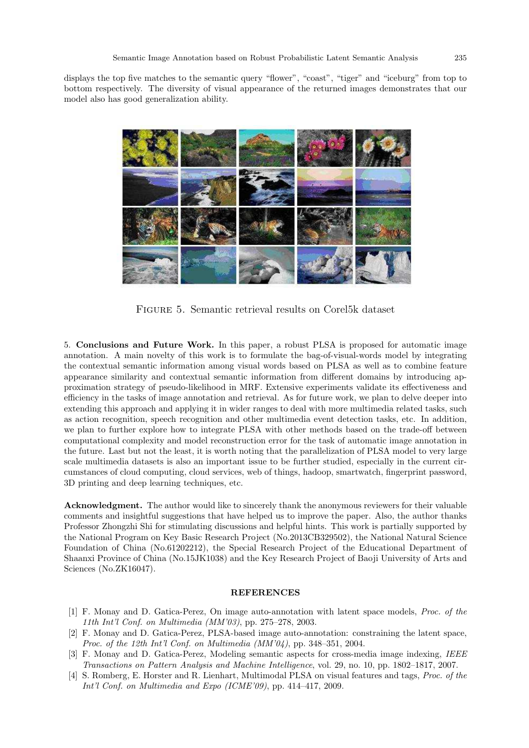displays the top five matches to the semantic query "flower", "coast", "tiger" and "iceburg" from top to bottom respectively. The diversity of visual appearance of the returned images demonstrates that our model also has good generalization ability.

FIGURE 5. Semantic retrieval results on Corel5k dataset

5. **Conclusions and Future Work.** In this paper, a robust PLSA is proposed for automatic image annotation. A main novelty of this work is to formulate the bag-of-visual-words model by integrating the contextual semantic information among visual words based on PLSA as well as to combine feature appearance similarity and contextual semantic information from different domains by introducing approximation strategy of pseudo-likelihood in MRF. Extensive experiments validate its effectiveness and efficiency in the tasks of image annotation and retrieval. As for future work, we plan to delve deeper into extending this approach and applying it in wider ranges to deal with more multimedia related tasks, such as action recognition, speech recognition and other multimedia event detection tasks, etc. In addition, we plan to further explore how to integrate PLSA with other methods based on the trade-off between computational complexity and model reconstruction error for the task of automatic image annotation in the future. Last but not the least, it is worth noting that the parallelization of PLSA model to very large scale multimedia datasets is also an important issue to be further studied, especially in the current circumstances of cloud computing, cloud services, web of things, hadoop, smartwatch, fingerprint password, 3D printing and deep learning techniques, etc.

**Acknowledgment.** The author would like to sincerely thank the anonymous reviewers for their valuable comments and insightful suggestions that have helped us to improve the paper. Also, the author thanks Professor Zhongzhi Shi for stimulating discussions and helpful hints. This work is partially supported by the National Program on Key Basic Research Project (No.2013CB329502), the National Natural Science Foundation of China (No.61202212), the Special Research Project of the Educational Department of Shaanxi Province of China (No.15JK1038) and the Key Research Project of Baoji University of Arts and Sciences (No.ZK16047).

## REFERENCES

[1] F. Monay and D. Gatica-Perez, On image auto-annotation with latent space models, *Proc. of the 11th Int'l Conf. on Multimedia (MM'03)*, pp. 275–278, 2003.

[2] F. Monay and D. Gatica-Perez, PLSA-based image auto-annotation: constraining the latent space, *Proc. of the 12th Int'l Conf. on Multimedia (MM'04)*, pp. 348–351, 2004.

[3] F. Monay and D. Gatica-Perez, Modeling semantic aspects for cross-media image indexing, *IEEE Transactions on Pattern Analysis and Machine Intelligence*, vol. 29, no. 10, pp. 1802–1817, 2007.

[4] S. Romberg, E. Horster and R. Lienhart, Multimodal PLSA on visual features and tags, *Proc. of the Int'l Conf. on Multimedia and Expo (ICME'09)*, pp. 414–417, 2009.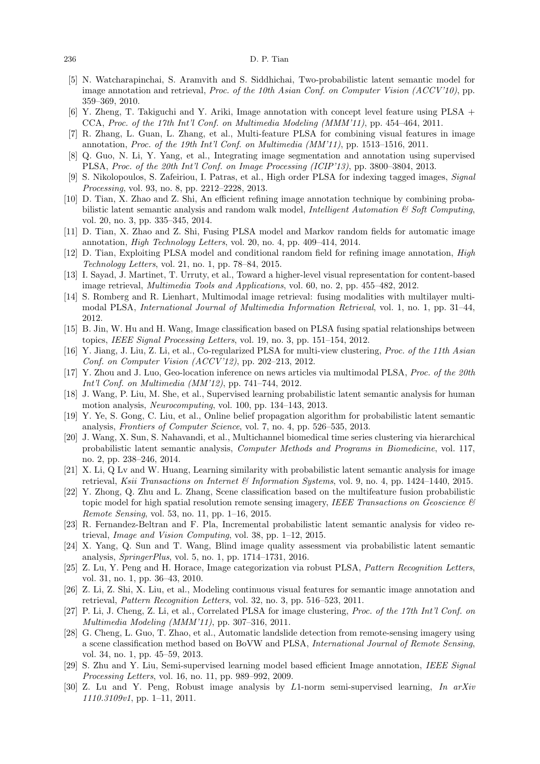[5] N. Watcharapinchai, S. Aramvith and S. Siddhichai, Two-probabilistic latent semantic model for image annotation and retrieval, *Proc. of the 10th Asian Conf. on Computer Vision (ACCV'10)*, pp. 359–369, 2010.

[6] Y. Zheng, T. Takiguchi and Y. Ariki, Image annotation with concept level feature using PLSA + CCA, *Proc. of the 17th Int'l Conf. on Multimedia Modeling (MMM'11)*, pp. 454–464, 2011.

[7] R. Zhang, L. Guan, L. Zhang, et al., Multi-feature PLSA for combining visual features in image annotation, *Proc. of the 19th Int'l Conf. on Multimedia (MM'11)*, pp. 1513–1516, 2011.

[8] Q. Guo, N. Li, Y. Yang, et al., Integrating image segmentation and annotation using supervised PLSA, *Proc. of the 20th Int'l Conf. on Image Processing (ICIP'13)*, pp. 3800–3804, 2013.

[9] S. Nikolopoulos, S. Zafeiriou, I. Patras, et al., High order PLSA for indexing tagged images, *Signal Processing*, vol. 93, no. 8, pp. 2212–2228, 2013.

[10] D. Tian, X. Zhao and Z. Shi, An efficient refining image annotation technique by combining probabilistic latent semantic analysis and random walk model, *Intelligent Automation & Soft Computing*, vol. 20, no. 3, pp. 335–345, 2014.

[11] D. Tian, X. Zhao and Z. Shi, Fusing PLSA model and Markov random fields for automatic image annotation, *High Technology Letters*, vol. 20, no. 4, pp. 409–414, 2014.

[12] D. Tian, Exploiting PLSA model and conditional random field for refining image annotation, *High Technology Letters*, vol. 21, no. 1, pp. 78–84, 2015.

[13] I. Sayad, J. Martinet, T. Urruty, et al., Toward a higher-level visual representation for content-based image retrieval, *Multimedia Tools and Applications*, vol. 60, no. 2, pp. 455–482, 2012.

[14] S. Romberg and R. Lienhart, Multimodal image retrieval: fusing modalities with multilayer multimodal PLSA, *International Journal of Multimedia Information Retrieval*, vol. 1, no. 1, pp. 31–44, 2012.

[15] B. Jin, W. Hu and H. Wang, Image classification based on PLSA fusing spatial relationships between topics, *IEEE Signal Processing Letters*, vol. 19, no. 3, pp. 151–154, 2012.

[16] Y. Jiang, J. Liu, Z. Li, et al., Co-regularized PLSA for multi-view clustering, *Proc. of the 11th Asian Conf. on Computer Vision (ACCV'12)*, pp. 202–213, 2012.

[17] Y. Zhou and J. Luo, Geo-location inference on news articles via multimodal PLSA, *Proc. of the 20th Int'l Conf. on Multimedia (MM'12)*, pp. 741–744, 2012.

[18] J. Wang, P. Liu, M. She, et al., Supervised learning probabilistic latent semantic analysis for human motion analysis, *Neurocomputing*, vol. 100, pp. 134–143, 2013.

[19] Y. Ye, S. Gong, C. Liu, et al., Online belief propagation algorithm for probabilistic latent semantic analysis, *Frontiers of Computer Science*, vol. 7, no. 4, pp. 526–535, 2013.

[20] J. Wang, X. Sun, S. Nahavandi, et al., Multichannel biomedical time series clustering via hierarchical probabilistic latent semantic analysis, *Computer Methods and Programs in Biomedicine*, vol. 117, no. 2, pp. 238–246, 2014.

[21] X. Li, Q Lv and W. Huang, Learning similarity with probabilistic latent semantic analysis for image retrieval, *Ksii Transactions on Internet & Information Systems*, vol. 9, no. 4, pp. 1424–1440, 2015.

[22] Y. Zhong, Q. Zhu and L. Zhang, Scene classification based on the multifeature fusion probabilistic topic model for high spatial resolution remote sensing imagery, *IEEE Transactions on Geoscience & Remote Sensing*, vol. 53, no. 11, pp. 1–16, 2015.

[23] R. Fernandez-Beltran and F. Pla, Incremental probabilistic latent semantic analysis for video retrieval, *Image and Vision Computing*, vol. 38, pp. 1–12, 2015.

[24] X. Yang, Q. Sun and T. Wang, Blind image quality assessment via probabilistic latent semantic analysis, *SpringerPlus*, vol. 5, no. 1, pp. 1714–1731, 2016.

[25] Z. Lu, Y. Peng and H. Horace, Image categorization via robust PLSA, *Pattern Recognition Letters*, vol. 31, no. 1, pp. 36–43, 2010.

[26] Z. Li, Z. Shi, X. Liu, et al., Modeling continuous visual features for semantic image annotation and retrieval, *Pattern Recognition Letters*, vol. 32, no. 3, pp. 516–523, 2011.

[27] P. Li, J. Cheng, Z. Li, et al., Correlated PLSA for image clustering, *Proc. of the 17th Int'l Conf. on Multimedia Modeling (MMM'11)*, pp. 307–316, 2011.

[28] G. Cheng, L. Guo, T. Zhao, et al., Automatic landslide detection from remote-sensing imagery using a scene classification method based on BoVW and PLSA, *International Journal of Remote Sensing*, vol. 34, no. 1, pp. 45–59, 2013.

[29] S. Zhu and Y. Liu, Semi-supervised learning model based efficient Image annotation, *IEEE Signal Processing Letters*, vol. 16, no. 11, pp. 989–992, 2009.

[30] Z. Lu and Y. Peng, Robust image analysis by $L1$-norm semi-supervised learning, *In arXiv 1110.3109v1*, pp. 1–11, 2011.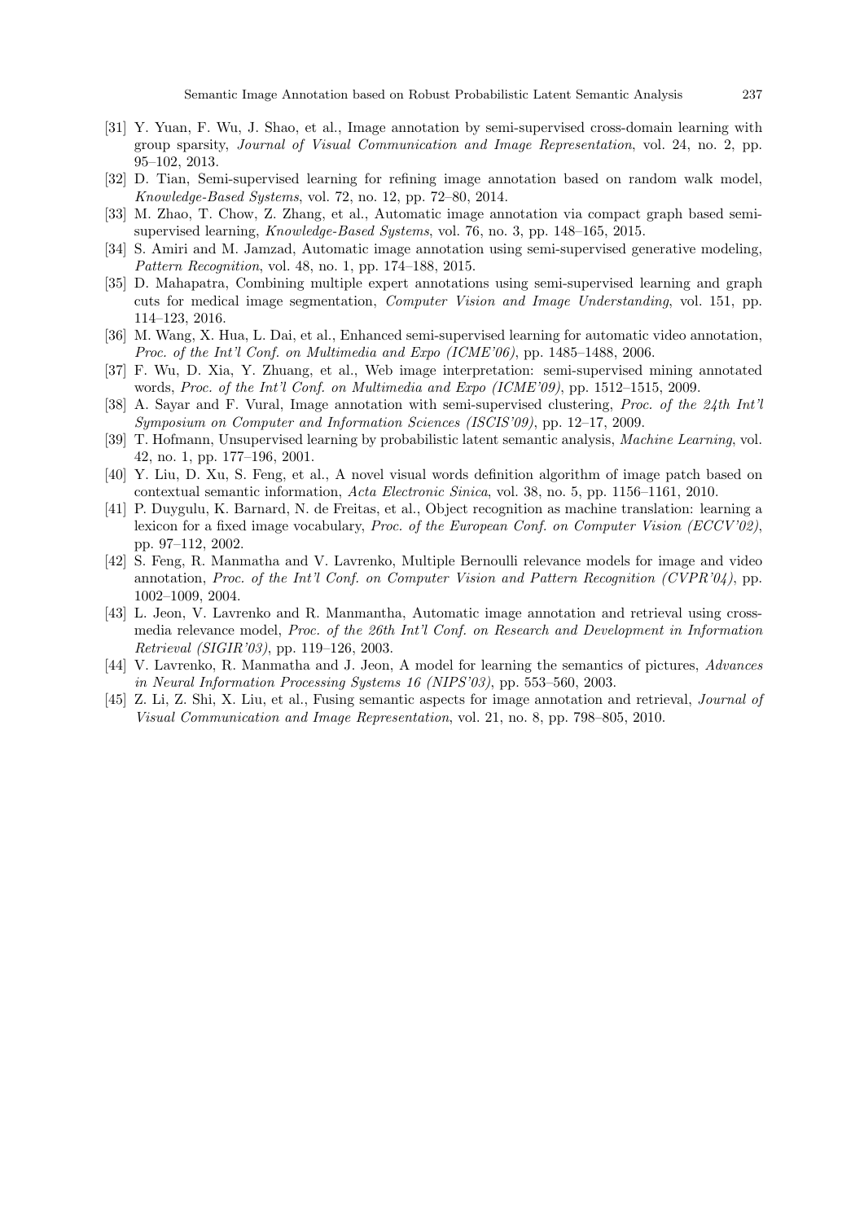[31] Y. Yuan, F. Wu, J. Shao, et al., Image annotation by semi-supervised cross-domain learning with group sparsity, *Journal of Visual Communication and Image Representation*, vol. 24, no. 2, pp. 95–102, 2013.

[32] D. Tian, Semi-supervised learning for refining image annotation based on random walk model, *Knowledge-Based Systems*, vol. 72, no. 12, pp. 72–80, 2014.

[33] M. Zhao, T. Chow, Z. Zhang, et al., Automatic image annotation via compact graph based semi-supervised learning, *Knowledge-Based Systems*, vol. 76, no. 3, pp. 148–165, 2015.

[34] S. Amiri and M. Jamzad, Automatic image annotation using semi-supervised generative modeling, *Pattern Recognition*, vol. 48, no. 1, pp. 174–188, 2015.

[35] D. Mahapatra, Combining multiple expert annotations using semi-supervised learning and graph cuts for medical image segmentation, *Computer Vision and Image Understanding*, vol. 151, pp. 114–123, 2016.

[36] M. Wang, X. Hua, L. Dai, et al., Enhanced semi-supervised learning for automatic video annotation, *Proc. of the Int'l Conf. on Multimedia and Expo (ICME'06)*, pp. 1485–1488, 2006.

[37] F. Wu, D. Xia, Y. Zhuang, et al., Web image interpretation: semi-supervised mining annotated words, *Proc. of the Int'l Conf. on Multimedia and Expo (ICME'09)*, pp. 1512–1515, 2009.

[38] A. Sayar and F. Vural, Image annotation with semi-supervised clustering, *Proc. of the 24th Int'l Symposium on Computer and Information Sciences (ISCIS'09)*, pp. 12–17, 2009.

[39] T. Hofmann, Unsupervised learning by probabilistic latent semantic analysis, *Machine Learning*, vol. 42, no. 1, pp. 177–196, 2001.

[40] Y. Liu, D. Xu, S. Feng, et al., A novel visual words definition algorithm of image patch based on contextual semantic information, *Acta Electronic Sinica*, vol. 38, no. 5, pp. 1156–1161, 2010.

[41] P. Duygulu, K. Barnard, N. de Freitas, et al., Object recognition as machine translation: learning a lexicon for a fixed image vocabulary, *Proc. of the European Conf. on Computer Vision (ECCV'02)*, pp. 97–112, 2002.

[42] S. Feng, R. Manmatha and V. Lavrenko, Multiple Bernoulli relevance models for image and video annotation, *Proc. of the Int'l Conf. on Computer Vision and Pattern Recognition (CVPR'04)*, pp. 1002–1009, 2004.

[43] L. Jeon, V. Lavrenko and R. Manmantha, Automatic image annotation and retrieval using cross-media relevance model, *Proc. of the 26th Int'l Conf. on Research and Development in Information Retrieval (SIGIR'03)*, pp. 119–126, 2003.

[44] V. Lavrenko, R. Manmatha and J. Jeon, A model for learning the semantics of pictures, *Advances in Neural Information Processing Systems 16 (NIPS'03)*, pp. 553–560, 2003.

[45] Z. Li, Z. Shi, X. Liu, et al., Fusing semantic aspects for image annotation and retrieval, *Journal of Visual Communication and Image Representation*, vol. 21, no. 8, pp. 798–805, 2010.